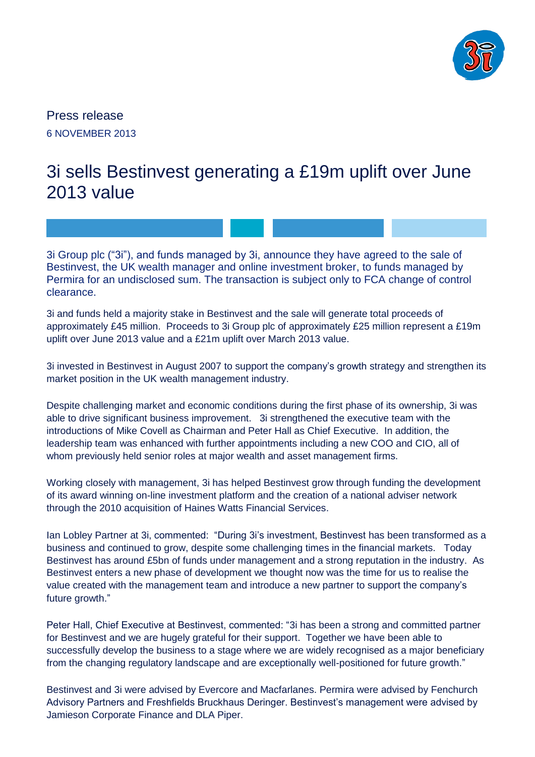Press release

6 NOVEMBER 2013

# 3i sells Bestinvest generating a £19m uplift over June 2013 value

3i Group plc ("3i"), and funds managed by 3i, announce they have agreed to the sale of Bestinvest, the UK wealth manager and online investment broker, to funds managed by Permira for an undisclosed sum. The transaction is subject only to FCA change of control clearance.

3i and funds held a majority stake in Bestinvest and the sale will generate total proceeds of approximately £45 million. Proceeds to 3i Group plc of approximately £25 million represent a £19m uplift over June 2013 value and a £21m uplift over March 2013 value.

3i invested in Bestinvest in August 2007 to support the company's growth strategy and strengthen its market position in the UK wealth management industry.

Despite challenging market and economic conditions during the first phase of its ownership, 3i was able to drive significant business improvement. 3i strengthened the executive team with the introductions of Mike Covell as Chairman and Peter Hall as Chief Executive. In addition, the leadership team was enhanced with further appointments including a new COO and CIO, all of whom previously held senior roles at major wealth and asset management firms.

Working closely with management, 3i has helped Bestinvest grow through funding the development of its award winning on-line investment platform and the creation of a national adviser network through the 2010 acquisition of Haines Watts Financial Services.

Ian Lobley Partner at 3i, commented: "During 3i's investment, Bestinvest has been transformed as a business and continued to grow, despite some challenging times in the financial markets. Today Bestinvest has around £5bn of funds under management and a strong reputation in the industry. As Bestinvest enters a new phase of development we thought now was the time for us to realise the value created with the management team and introduce a new partner to support the company's future growth."

Peter Hall, Chief Executive at Bestinvest, commented: "3i has been a strong and committed partner for Bestinvest and we are hugely grateful for their support. Together we have been able to successfully develop the business to a stage where we are widely recognised as a major beneficiary from the changing regulatory landscape and are exceptionally well-positioned for future growth."

Bestinvest and 3i were advised by Evercore and Macfarlanes. Permira were advised by Fenchurch Advisory Partners and Freshfields Bruckhaus Deringer. Bestinvest's management were advised by Jamieson Corporate Finance and DLA Piper.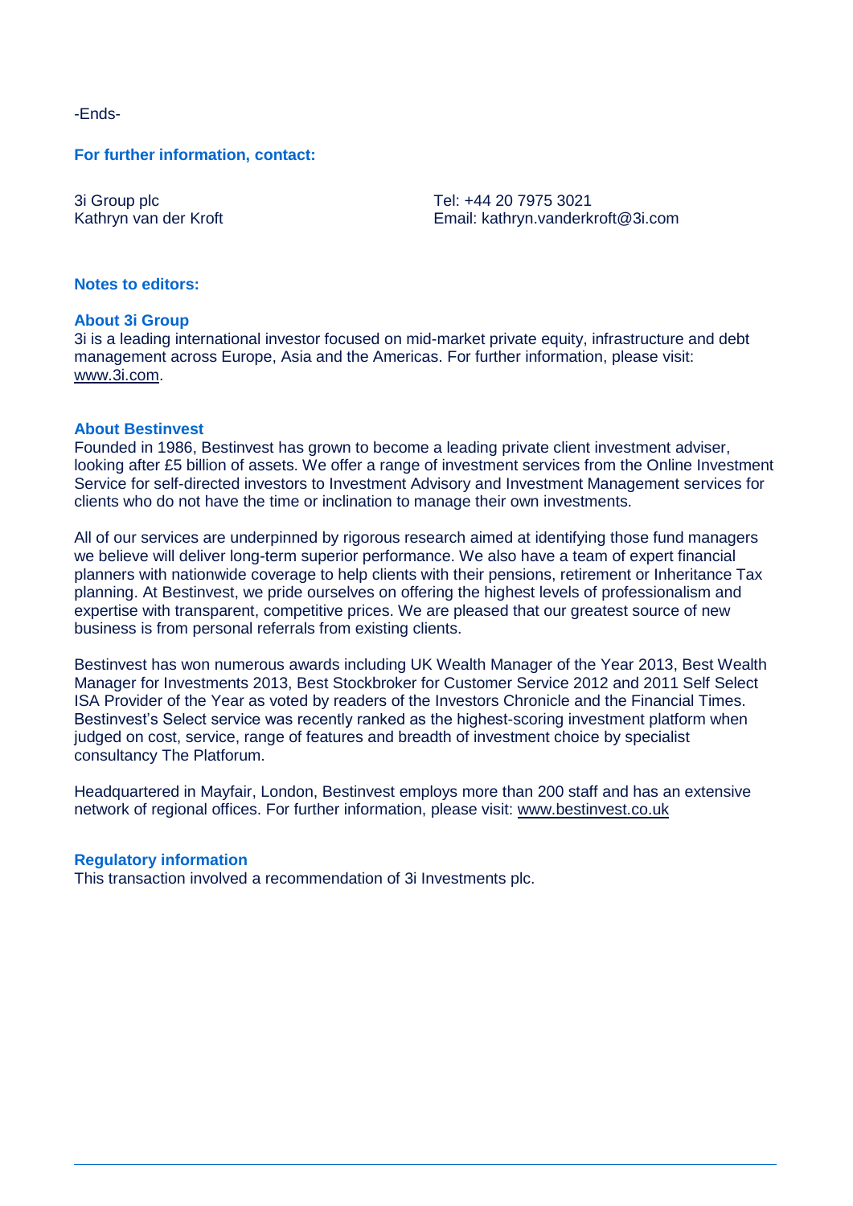-Ends-

**For further information, contact:**

| | |
|---|---|
| 3i Group plc | Tel: +44 20 7975 3021 |
| Kathryn van der Kroft | Email: kathryn.vanderkroft@3i.com |

**Notes to editors:**

**About 3i Group**

3i is a leading international investor focused on mid-market private equity, infrastructure and debt management across Europe, Asia and the Americas. For further information, please visit: www.3i.com.

**About Bestinvest**

Founded in 1986, Bestinvest has grown to become a leading private client investment adviser, looking after £5 billion of assets. We offer a range of investment services from the Online Investment Service for self-directed investors to Investment Advisory and Investment Management services for clients who do not have the time or inclination to manage their own investments.

All of our services are underpinned by rigorous research aimed at identifying those fund managers we believe will deliver long-term superior performance. We also have a team of expert financial planners with nationwide coverage to help clients with their pensions, retirement or Inheritance Tax planning. At Bestinvest, we pride ourselves on offering the highest levels of professionalism and expertise with transparent, competitive prices. We are pleased that our greatest source of new business is from personal referrals from existing clients.

Bestinvest has won numerous awards including UK Wealth Manager of the Year 2013, Best Wealth Manager for Investments 2013, Best Stockbroker for Customer Service 2012 and 2011 Self Select ISA Provider of the Year as voted by readers of the Investors Chronicle and the Financial Times. Bestinvest's Select service was recently ranked as the highest-scoring investment platform when judged on cost, service, range of features and breadth of investment choice by specialist consultancy The Platforum.

Headquartered in Mayfair, London, Bestinvest employs more than 200 staff and has an extensive network of regional offices. For further information, please visit: www.bestinvest.co.uk

**Regulatory information**

This transaction involved a recommendation of 3i Investments plc.